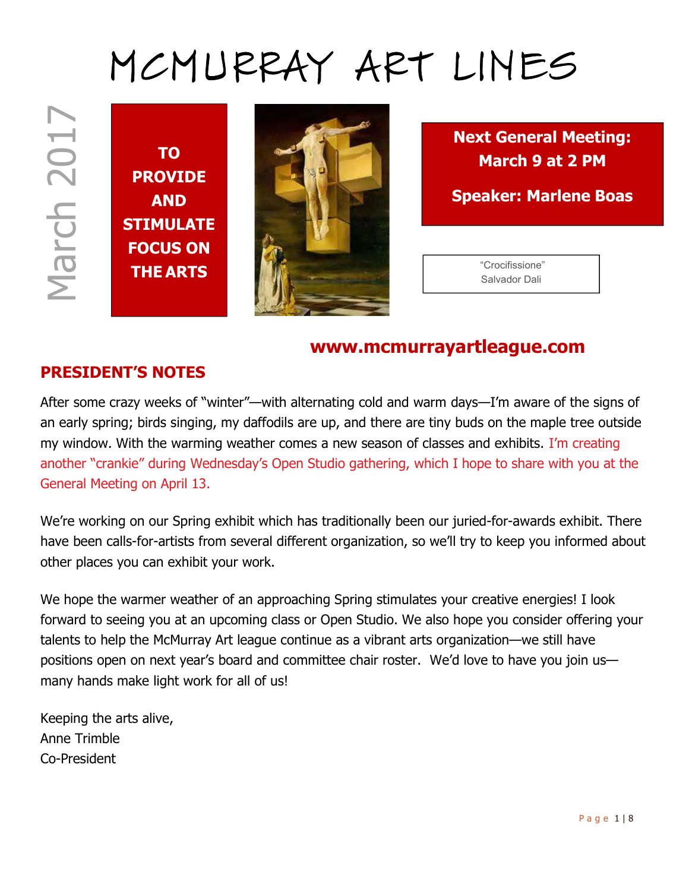# MCMURRAY ART LINES

March 2017

**TO PROVIDE AND STIMULATE FOCUS ON THE ARTS**

**Next General Meeting: March 9 at 2 PM**

**Speaker: Marlene Boas**

"Crocifissione"
Salvador Dali

**www.mcmurrayartleague.com**

## PRESIDENT'S NOTES

After some crazy weeks of "winter"—with alternating cold and warm days—I'm aware of the signs of an early spring; birds singing, my daffodils are up, and there are tiny buds on the maple tree outside my window. With the warming weather comes a new season of classes and exhibits. I'm creating another "crankie" during Wednesday's Open Studio gathering, which I hope to share with you at the General Meeting on April 13.

We're working on our Spring exhibit which has traditionally been our juried-for-awards exhibit. There have been calls-for-artists from several different organization, so we'll try to keep you informed about other places you can exhibit your work.

We hope the warmer weather of an approaching Spring stimulates your creative energies! I look forward to seeing you at an upcoming class or Open Studio. We also hope you consider offering your talents to help the McMurray Art league continue as a vibrant arts organization—we still have positions open on next year's board and committee chair roster. We'd love to have you join us—many hands make light work for all of us!

Keeping the arts alive,
Anne Trimble
Co-President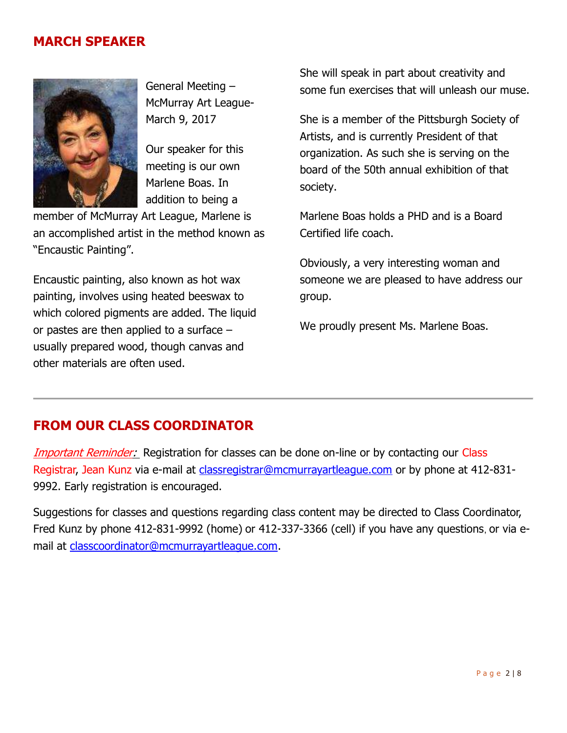## MARCH SPEAKER

General Meeting – McMurray Art League- March 9, 2017

Our speaker for this meeting is our own Marlene Boas. In addition to being a member of McMurray Art League, Marlene is an accomplished artist in the method known as "Encaustic Painting".

Encaustic painting, also known as hot wax painting, involves using heated beeswax to which colored pigments are added. The liquid or pastes are then applied to a surface – usually prepared wood, though canvas and other materials are often used.

She will speak in part about creativity and some fun exercises that will unleash our muse.

She is a member of the Pittsburgh Society of Artists, and is currently President of that organization. As such she is serving on the board of the 50th annual exhibition of that society.

Marlene Boas holds a PHD and is a Board Certified life coach.

Obviously, a very interesting woman and someone we are pleased to have address our group.

We proudly present Ms. Marlene Boas.

---

## FROM OUR CLASS COORDINATOR

*Important Reminder:* Registration for classes can be done on-line or by contacting our Class Registrar, Jean Kunz via e-mail at classregistrar@mcmurrayartleague.com or by phone at 412-831-9992. Early registration is encouraged.

Suggestions for classes and questions regarding class content may be directed to Class Coordinator, Fred Kunz by phone 412-831-9992 (home) or 412-337-3366 (cell) if you have any questions, or via e-mail at classcoordinator@mcmurrayartleague.com.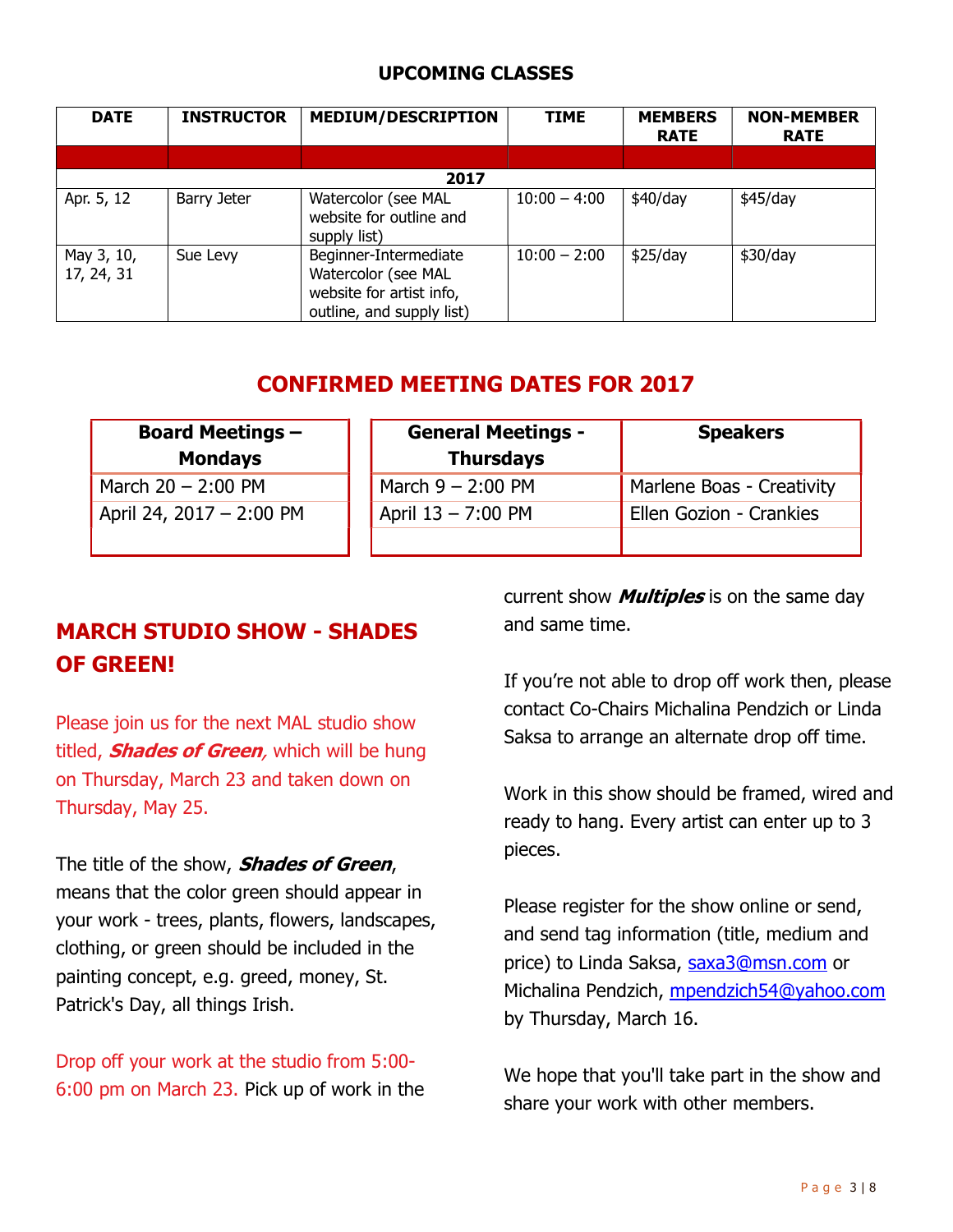## UPCOMING CLASSES

| DATE | INSTRUCTOR | MEDIUM/DESCRIPTION | TIME | MEMBERS RATE | NON-MEMBER RATE |
|---|---|---|---|---|---|
| | | | | | |
| **2017** | | | | | |
| Apr. 5, 12 | Barry Jeter | Watercolor (see MAL website for outline and supply list) | 10:00 – 4:00 | $40/day | $45/day |
| May 3, 10, 17, 24, 31 | Sue Levy | Beginner-Intermediate Watercolor (see MAL website for artist info, outline, and supply list) | 10:00 – 2:00 | $25/day | $30/day |

## CONFIRMED MEETING DATES FOR 2017

| Board Meetings – Mondays |
|---|
| March 20 – 2:00 PM |
| April 24, 2017 – 2:00 PM |

| General Meetings - Thursdays | Speakers |
|---|---|
| March 9 – 2:00 PM | Marlene Boas - Creativity |
| April 13 – 7:00 PM | Ellen Gozion - Crankies |

## MARCH STUDIO SHOW - SHADES OF GREEN!

Please join us for the next MAL studio show titled, ***Shades of Green,*** which will be hung on Thursday, March 23 and taken down on Thursday, May 25.

The title of the show, ***Shades of Green***, means that the color green should appear in your work - trees, plants, flowers, landscapes, clothing, or green should be included in the painting concept, e.g. greed, money, St. Patrick's Day, all things Irish.

Drop off your work at the studio from 5:00-6:00 pm on March 23. Pick up of work in the current show ***Multiples*** is on the same day and same time.

If you're not able to drop off work then, please contact Co-Chairs Michalina Pendzich or Linda Saksa to arrange an alternate drop off time.

Work in this show should be framed, wired and ready to hang. Every artist can enter up to 3 pieces.

Please register for the show online or send, and send tag information (title, medium and price) to Linda Saksa, saxa3@msn.com or Michalina Pendzich, mpendzich54@yahoo.com by Thursday, March 16.

We hope that you'll take part in the show and share your work with other members.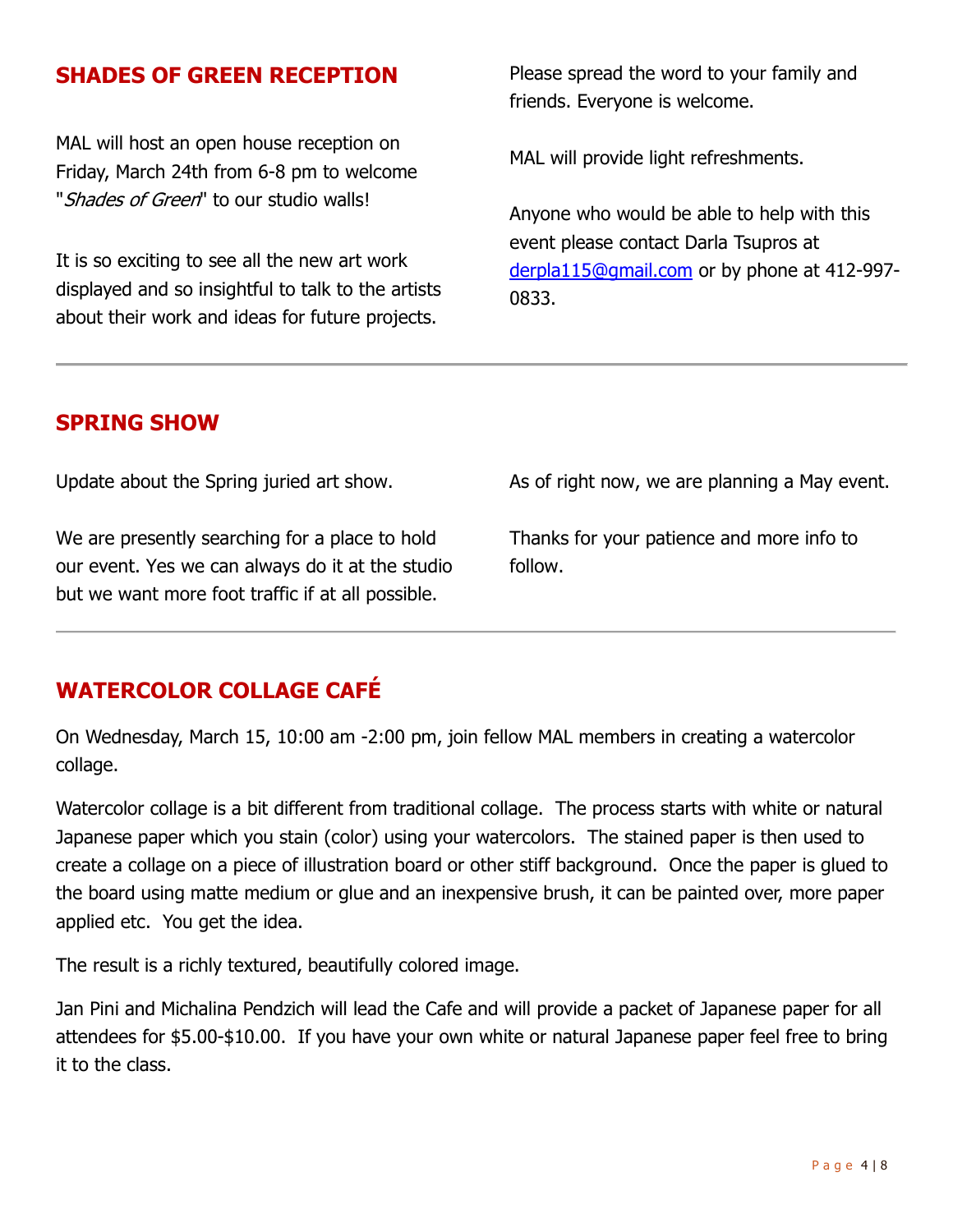## SHADES OF GREEN RECEPTION

MAL will host an open house reception on Friday, March 24th from 6-8 pm to welcome "*Shades of Green*" to our studio walls!

It is so exciting to see all the new art work displayed and so insightful to talk to the artists about their work and ideas for future projects.

Please spread the word to your family and friends. Everyone is welcome.

MAL will provide light refreshments.

Anyone who would be able to help with this event please contact Darla Tsupros at [derpla115@gmail.com](mailto:derpla115@gmail.com) or by phone at 412-997-0833.

---

## SPRING SHOW

Update about the Spring juried art show.

We are presently searching for a place to hold our event. Yes we can always do it at the studio but we want more foot traffic if at all possible.

As of right now, we are planning a May event.

Thanks for your patience and more info to follow.

---

## WATERCOLOR COLLAGE CAFÉ

On Wednesday, March 15, 10:00 am -2:00 pm, join fellow MAL members in creating a watercolor collage.

Watercolor collage is a bit different from traditional collage. The process starts with white or natural Japanese paper which you stain (color) using your watercolors. The stained paper is then used to create a collage on a piece of illustration board or other stiff background. Once the paper is glued to the board using matte medium or glue and an inexpensive brush, it can be painted over, more paper applied etc. You get the idea.

The result is a richly textured, beautifully colored image.

Jan Pini and Michalina Pendzich will lead the Cafe and will provide a packet of Japanese paper for all attendees for $5.00-$10.00. If you have your own white or natural Japanese paper feel free to bring it to the class.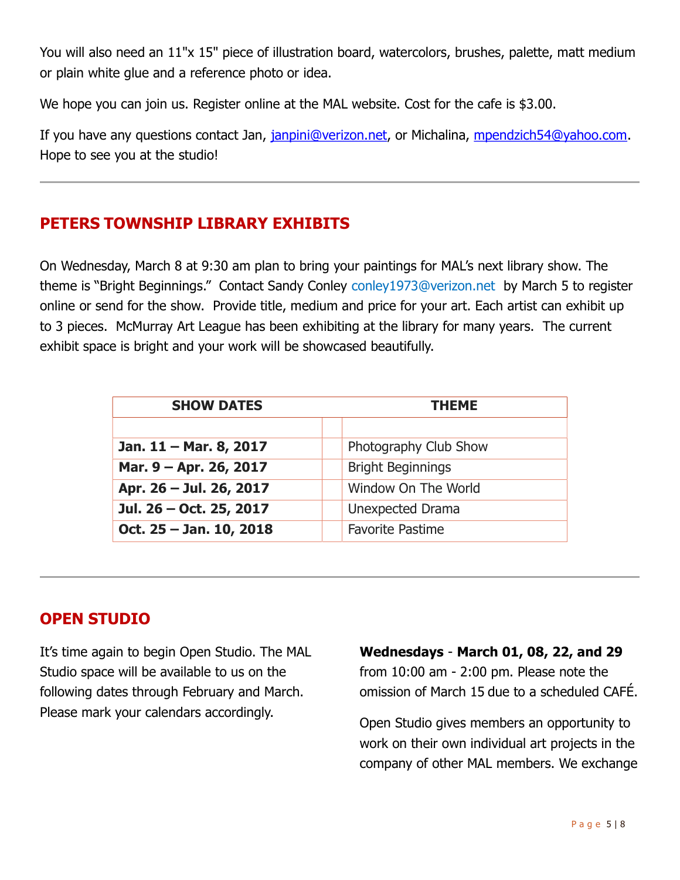You will also need an 11"x 15" piece of illustration board, watercolors, brushes, palette, matt medium or plain white glue and a reference photo or idea.

We hope you can join us. Register online at the MAL website. Cost for the cafe is $3.00.

If you have any questions contact Jan, janpini@verizon.net, or Michalina, mpendzich54@yahoo.com. Hope to see you at the studio!

---

## PETERS TOWNSHIP LIBRARY EXHIBITS

On Wednesday, March 8 at 9:30 am plan to bring your paintings for MAL's next library show. The theme is "Bright Beginnings." Contact Sandy Conley conley1973@verizon.net by March 5 to register online or send for the show. Provide title, medium and price for your art. Each artist can exhibit up to 3 pieces. McMurray Art League has been exhibiting at the library for many years. The current exhibit space is bright and your work will be showcased beautifully.

| SHOW DATES | THEME |
|---|---|
| **Jan. 11 – Mar. 8, 2017** | Photography Club Show |
| **Mar. 9 – Apr. 26, 2017** | Bright Beginnings |
| **Apr. 26 – Jul. 26, 2017** | Window On The World |
| **Jul. 26 – Oct. 25, 2017** | Unexpected Drama |
| **Oct. 25 – Jan. 10, 2018** | Favorite Pastime |

---

## OPEN STUDIO

It's time again to begin Open Studio. The MAL Studio space will be available to us on the following dates through February and March. Please mark your calendars accordingly.

**Wednesdays** - **March 01, 08, 22, and 29** from 10:00 am - 2:00 pm. Please note the omission of March 15 due to a scheduled CAFÉ.

Open Studio gives members an opportunity to work on their own individual art projects in the company of other MAL members. We exchange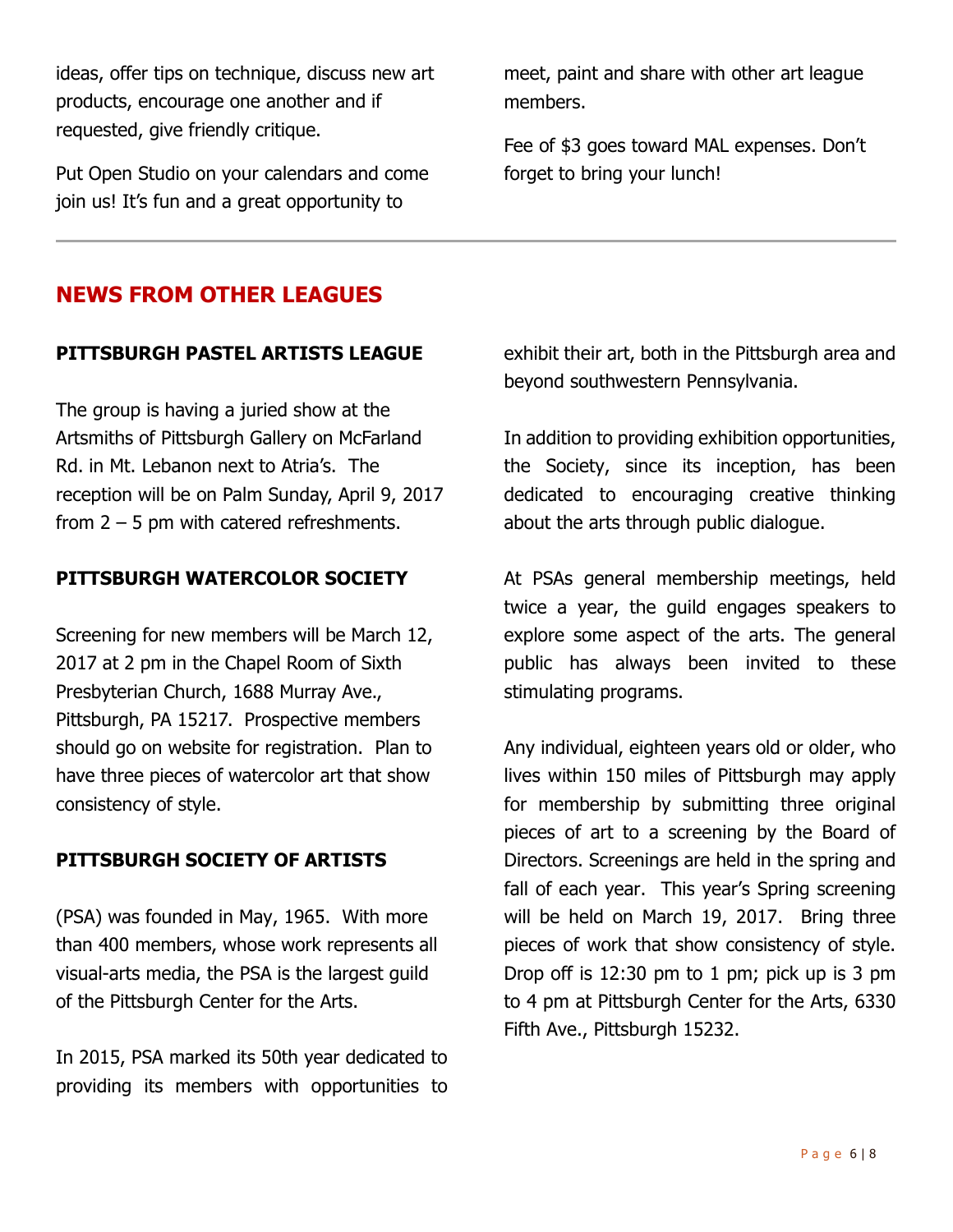ideas, offer tips on technique, discuss new art products, encourage one another and if requested, give friendly critique.

Put Open Studio on your calendars and come join us! It's fun and a great opportunity to meet, paint and share with other art league members.

Fee of $3 goes toward MAL expenses. Don't forget to bring your lunch!

---

## NEWS FROM OTHER LEAGUES

**PITTSBURGH PASTEL ARTISTS LEAGUE**

The group is having a juried show at the Artsmiths of Pittsburgh Gallery on McFarland Rd. in Mt. Lebanon next to Atria's. The reception will be on Palm Sunday, April 9, 2017 from 2 – 5 pm with catered refreshments.

**PITTSBURGH WATERCOLOR SOCIETY**

Screening for new members will be March 12, 2017 at 2 pm in the Chapel Room of Sixth Presbyterian Church, 1688 Murray Ave., Pittsburgh, PA 15217. Prospective members should go on website for registration. Plan to have three pieces of watercolor art that show consistency of style.

**PITTSBURGH SOCIETY OF ARTISTS**

(PSA) was founded in May, 1965. With more than 400 members, whose work represents all visual-arts media, the PSA is the largest guild of the Pittsburgh Center for the Arts.

In 2015, PSA marked its 50th year dedicated to providing its members with opportunities to exhibit their art, both in the Pittsburgh area and beyond southwestern Pennsylvania.

In addition to providing exhibition opportunities, the Society, since its inception, has been dedicated to encouraging creative thinking about the arts through public dialogue.

At PSAs general membership meetings, held twice a year, the guild engages speakers to explore some aspect of the arts. The general public has always been invited to these stimulating programs.

Any individual, eighteen years old or older, who lives within 150 miles of Pittsburgh may apply for membership by submitting three original pieces of art to a screening by the Board of Directors. Screenings are held in the spring and fall of each year. This year's Spring screening will be held on March 19, 2017. Bring three pieces of work that show consistency of style. Drop off is 12:30 pm to 1 pm; pick up is 3 pm to 4 pm at Pittsburgh Center for the Arts, 6330 Fifth Ave., Pittsburgh 15232.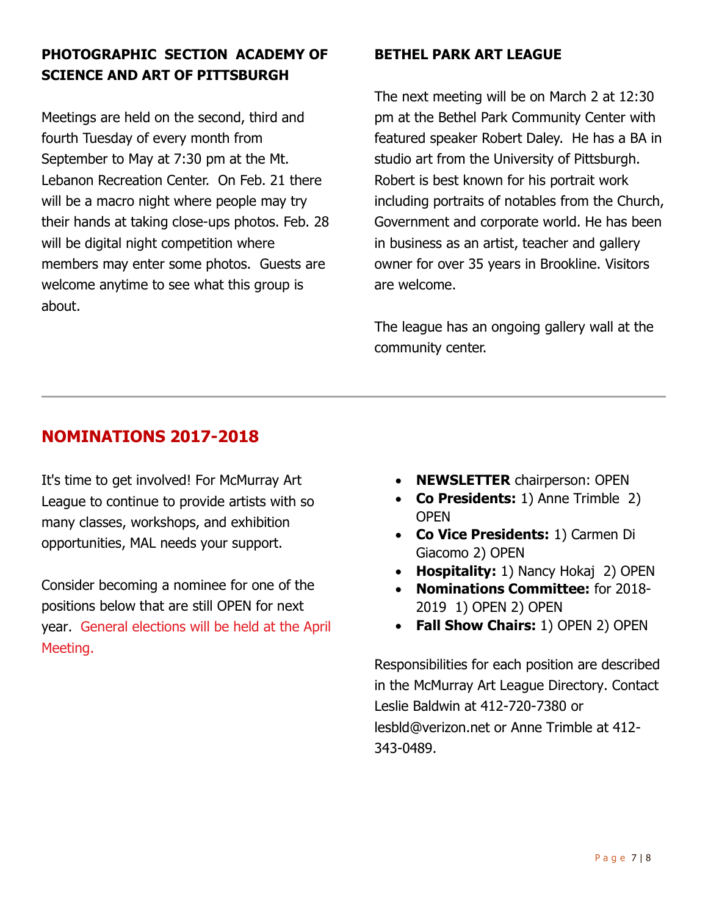**PHOTOGRAPHIC SECTION ACADEMY OF SCIENCE AND ART OF PITTSBURGH**

Meetings are held on the second, third and fourth Tuesday of every month from September to May at 7:30 pm at the Mt. Lebanon Recreation Center. On Feb. 21 there will be a macro night where people may try their hands at taking close-ups photos. Feb. 28 will be digital night competition where members may enter some photos. Guests are welcome anytime to see what this group is about.

**BETHEL PARK ART LEAGUE**

The next meeting will be on March 2 at 12:30 pm at the Bethel Park Community Center with featured speaker Robert Daley. He has a BA in studio art from the University of Pittsburgh. Robert is best known for his portrait work including portraits of notables from the Church, Government and corporate world. He has been in business as an artist, teacher and gallery owner for over 35 years in Brookline. Visitors are welcome.

The league has an ongoing gallery wall at the community center.

---

## NOMINATIONS 2017-2018

It's time to get involved! For McMurray Art League to continue to provide artists with so many classes, workshops, and exhibition opportunities, MAL needs your support.

Consider becoming a nominee for one of the positions below that are still OPEN for next year. General elections will be held at the April Meeting.

- **NEWSLETTER** chairperson: OPEN
- **Co Presidents:** 1) Anne Trimble 2) OPEN
- **Co Vice Presidents:** 1) Carmen Di Giacomo 2) OPEN
- **Hospitality:** 1) Nancy Hokaj 2) OPEN
- **Nominations Committee:** for 2018-2019 1) OPEN 2) OPEN
- **Fall Show Chairs:** 1) OPEN 2) OPEN

Responsibilities for each position are described in the McMurray Art League Directory. Contact Leslie Baldwin at 412-720-7380 or lesbld@verizon.net or Anne Trimble at 412-343-0489.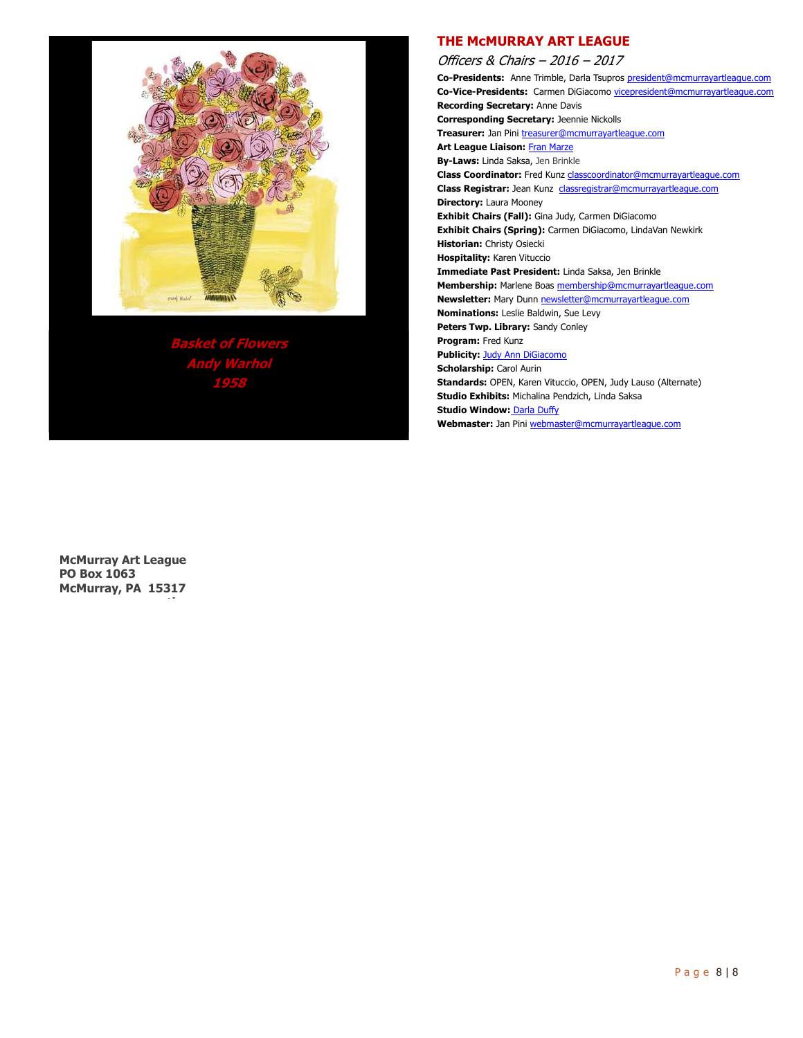Basket of Flowers
Andy Warhol
1958

## THE McMURRAY ART LEAGUE

*Officers & Chairs – 2016 – 2017*

**Co-Presidents:** Anne Trimble, Darla Tsupros president@mcmurrayartleague.com
**Co-Vice-Presidents:** Carmen DiGiacomo vicepresident@mcmurrayartleague.com
**Recording Secretary:** Anne Davis
**Corresponding Secretary:** Jeennie Nickolls
**Treasurer:** Jan Pini treasurer@mcmurrayartleague.com
**Art League Liaison:** Fran Marze
**By-Laws:** Linda Saksa, Jen Brinkle
**Class Coordinator:** Fred Kunz classcoordinator@mcmurrayartleague.com
**Class Registrar:** Jean Kunz classregistrar@mcmurrayartleague.com
**Directory:** Laura Mooney
**Exhibit Chairs (Fall):** Gina Judy, Carmen DiGiacomo
**Exhibit Chairs (Spring):** Carmen DiGiacomo, LindaVan Newkirk
**Historian:** Christy Osiecki
**Hospitality:** Karen Vituccio
**Immediate Past President:** Linda Saksa, Jen Brinkle
**Membership:** Marlene Boas membership@mcmurrayartleague.com
**Newsletter:** Mary Dunn newsletter@mcmurrayartleague.com
**Nominations:** Leslie Baldwin, Sue Levy
**Peters Twp. Library:** Sandy Conley
**Program:** Fred Kunz
**Publicity:** Judy Ann DiGiacomo
**Scholarship:** Carol Aurin
**Standards:** OPEN, Karen Vituccio, OPEN, Judy Lauso (Alternate)
**Studio Exhibits:** Michalina Pendzich, Linda Saksa
**Studio Window:** Darla Duffy
**Webmaster:** Jan Pini webmaster@mcmurrayartleague.com

**McMurray Art League**
**PO Box 1063**
**McMurray, PA 15317**